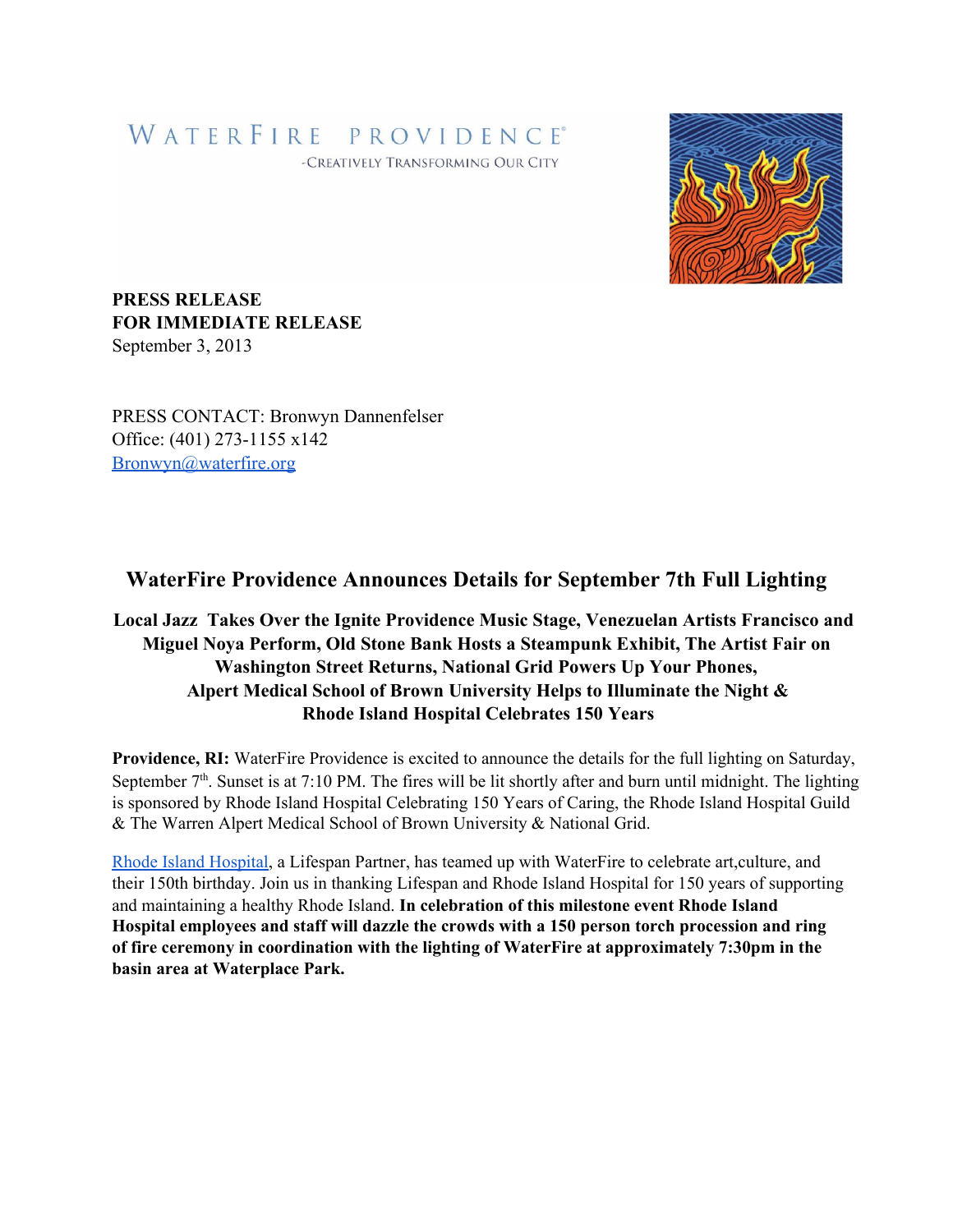WATERFIRE PROVIDENCE®

-CREATIVELY TRANSFORMING OUR CITY

**PRESS RELEASE**
**FOR IMMEDIATE RELEASE**
September 3, 2013

PRESS CONTACT: Bronwyn Dannenfelser
Office: (401) 273-1155 x142
Bronwyn@waterfire.org

## WaterFire Providence Announces Details for September 7th Full Lighting

### Local Jazz Takes Over the Ignite Providence Music Stage, Venezuelan Artists Francisco and Miguel Noya Perform, Old Stone Bank Hosts a Steampunk Exhibit, The Artist Fair on Washington Street Returns, National Grid Powers Up Your Phones, Alpert Medical School of Brown University Helps to Illuminate the Night & Rhode Island Hospital Celebrates 150 Years

**Providence, RI:** WaterFire Providence is excited to announce the details for the full lighting on Saturday, September 7th. Sunset is at 7:10 PM. The fires will be lit shortly after and burn until midnight. The lighting is sponsored by Rhode Island Hospital Celebrating 150 Years of Caring, the Rhode Island Hospital Guild & The Warren Alpert Medical School of Brown University & National Grid.

Rhode Island Hospital, a Lifespan Partner, has teamed up with WaterFire to celebrate art,culture, and their 150th birthday. Join us in thanking Lifespan and Rhode Island Hospital for 150 years of supporting and maintaining a healthy Rhode Island. **In celebration of this milestone event Rhode Island Hospital employees and staff will dazzle the crowds with a 150 person torch procession and ring of fire ceremony in coordination with the lighting of WaterFire at approximately 7:30pm in the basin area at Waterplace Park.**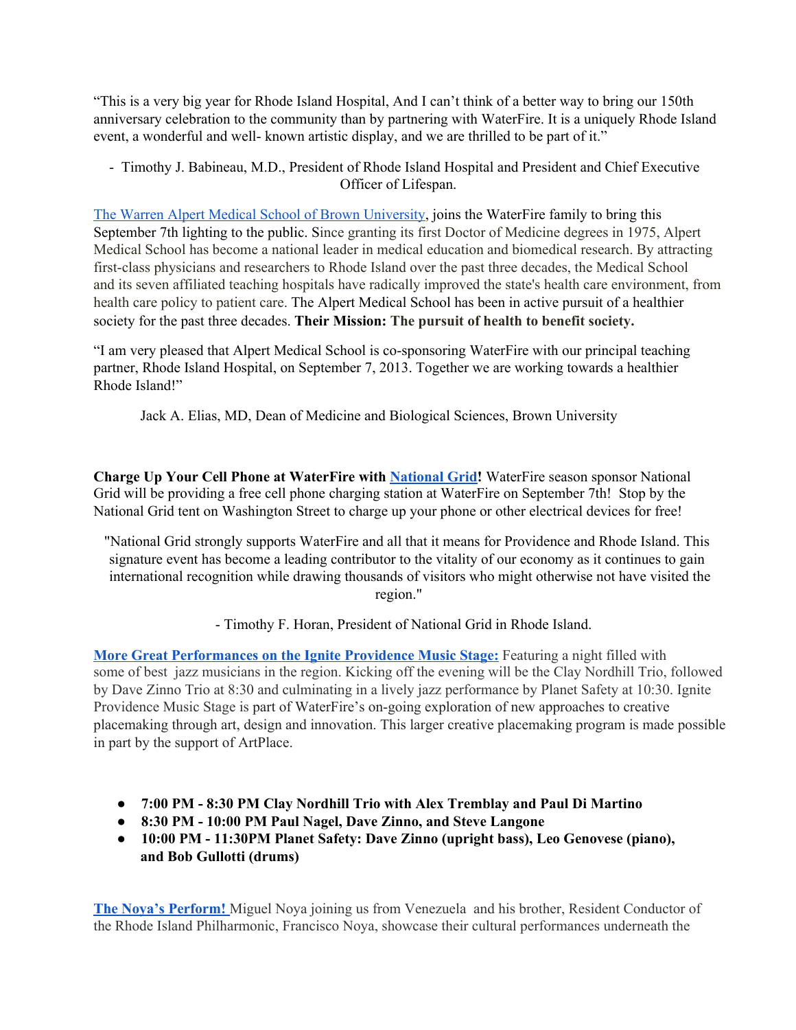“This is a very big year for Rhode Island Hospital, And I can’t think of a better way to bring our 150th anniversary celebration to the community than by partnering with WaterFire. It is a uniquely Rhode Island event, a wonderful and well- known artistic display, and we are thrilled to be part of it.”

- Timothy J. Babineau, M.D., President of Rhode Island Hospital and President and Chief Executive Officer of Lifespan.

The Warren Alpert Medical School of Brown University, joins the WaterFire family to bring this September 7th lighting to the public. Since granting its first Doctor of Medicine degrees in 1975, Alpert Medical School has become a national leader in medical education and biomedical research. By attracting first-class physicians and researchers to Rhode Island over the past three decades, the Medical School and its seven affiliated teaching hospitals have radically improved the state's health care environment, from health care policy to patient care. The Alpert Medical School has been in active pursuit of a healthier society for the past three decades. **Their Mission: The pursuit of health to benefit society.**

“I am very pleased that Alpert Medical School is co-sponsoring WaterFire with our principal teaching partner, Rhode Island Hospital, on September 7, 2013. Together we are working towards a healthier Rhode Island!”

Jack A. Elias, MD, Dean of Medicine and Biological Sciences, Brown University

**Charge Up Your Cell Phone at WaterFire with National Grid!** WaterFire season sponsor National Grid will be providing a free cell phone charging station at WaterFire on September 7th! Stop by the National Grid tent on Washington Street to charge up your phone or other electrical devices for free!

"National Grid strongly supports WaterFire and all that it means for Providence and Rhode Island. This signature event has become a leading contributor to the vitality of our economy as it continues to gain international recognition while drawing thousands of visitors who might otherwise not have visited the region."

- Timothy F. Horan, President of National Grid in Rhode Island.

**More Great Performances on the Ignite Providence Music Stage:** Featuring a night filled with some of best jazz musicians in the region. Kicking off the evening will be the Clay Nordhill Trio, followed by Dave Zinno Trio at 8:30 and culminating in a lively jazz performance by Planet Safety at 10:30. Ignite Providence Music Stage is part of WaterFire’s on-going exploration of new approaches to creative placemaking through art, design and innovation. This larger creative placemaking program is made possible in part by the support of ArtPlace.

- **7:00 PM - 8:30 PM Clay Nordhill Trio with Alex Tremblay and Paul Di Martino**
- **8:30 PM - 10:00 PM Paul Nagel, Dave Zinno, and Steve Langone**
- **10:00 PM - 11:30PM Planet Safety: Dave Zinno (upright bass), Leo Genovese (piano), and Bob Gullotti (drums)**

**The Noya’s Perform!** Miguel Noya joining us from Venezuela and his brother, Resident Conductor of the Rhode Island Philharmonic, Francisco Noya, showcase their cultural performances underneath the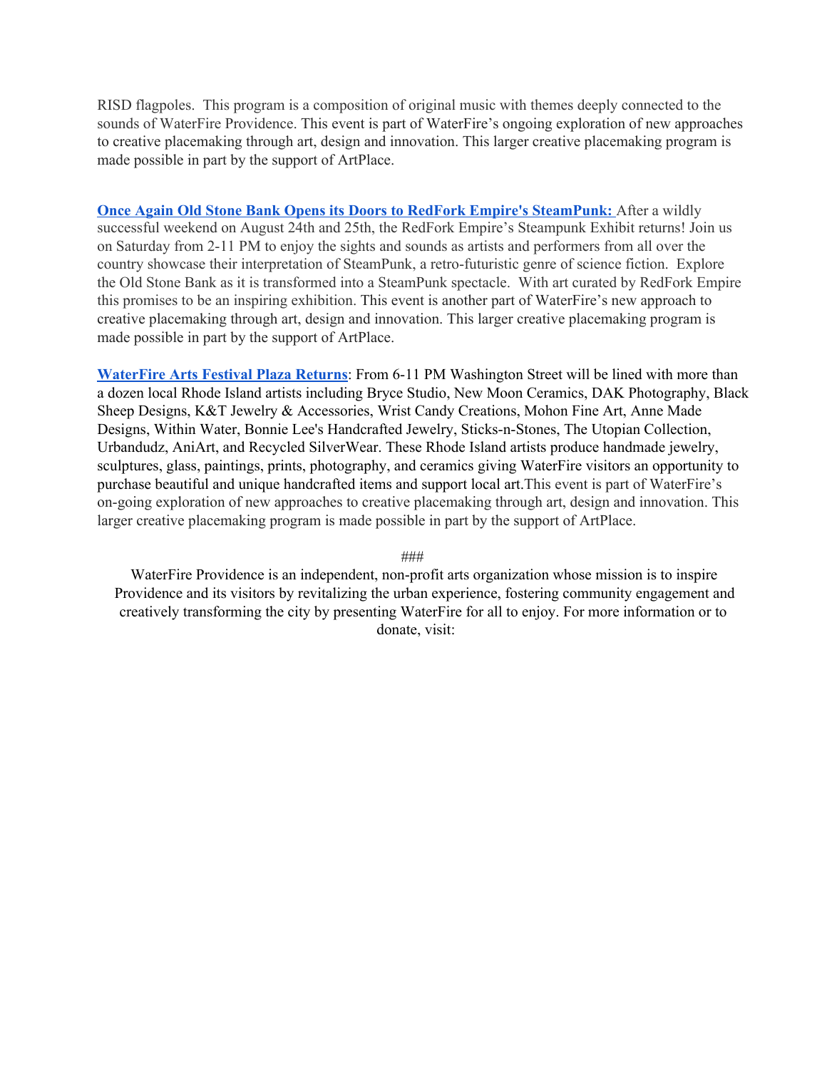RISD flagpoles. This program is a composition of original music with themes deeply connected to the sounds of WaterFire Providence. This event is part of WaterFire's ongoing exploration of new approaches to creative placemaking through art, design and innovation. This larger creative placemaking program is made possible in part by the support of ArtPlace.

**Once Again Old Stone Bank Opens its Doors to RedFork Empire's SteamPunk:** After a wildly successful weekend on August 24th and 25th, the RedFork Empire's Steampunk Exhibit returns! Join us on Saturday from 2-11 PM to enjoy the sights and sounds as artists and performers from all over the country showcase their interpretation of SteamPunk, a retro-futuristic genre of science fiction. Explore the Old Stone Bank as it is transformed into a SteamPunk spectacle. With art curated by RedFork Empire this promises to be an inspiring exhibition. This event is another part of WaterFire's new approach to creative placemaking through art, design and innovation. This larger creative placemaking program is made possible in part by the support of ArtPlace.

**WaterFire Arts Festival Plaza Returns**: From 6-11 PM Washington Street will be lined with more than a dozen local Rhode Island artists including Bryce Studio, New Moon Ceramics, DAK Photography, Black Sheep Designs, K&T Jewelry & Accessories, Wrist Candy Creations, Mohon Fine Art, Anne Made Designs, Within Water, Bonnie Lee's Handcrafted Jewelry, Sticks-n-Stones, The Utopian Collection, Urbandudz, AniArt, and Recycled SilverWear. These Rhode Island artists produce handmade jewelry, sculptures, glass, paintings, prints, photography, and ceramics giving WaterFire visitors an opportunity to purchase beautiful and unique handcrafted items and support local art.This event is part of WaterFire's on-going exploration of new approaches to creative placemaking through art, design and innovation. This larger creative placemaking program is made possible in part by the support of ArtPlace.

###

WaterFire Providence is an independent, non-profit arts organization whose mission is to inspire Providence and its visitors by revitalizing the urban experience, fostering community engagement and creatively transforming the city by presenting WaterFire for all to enjoy. For more information or to donate, visit: